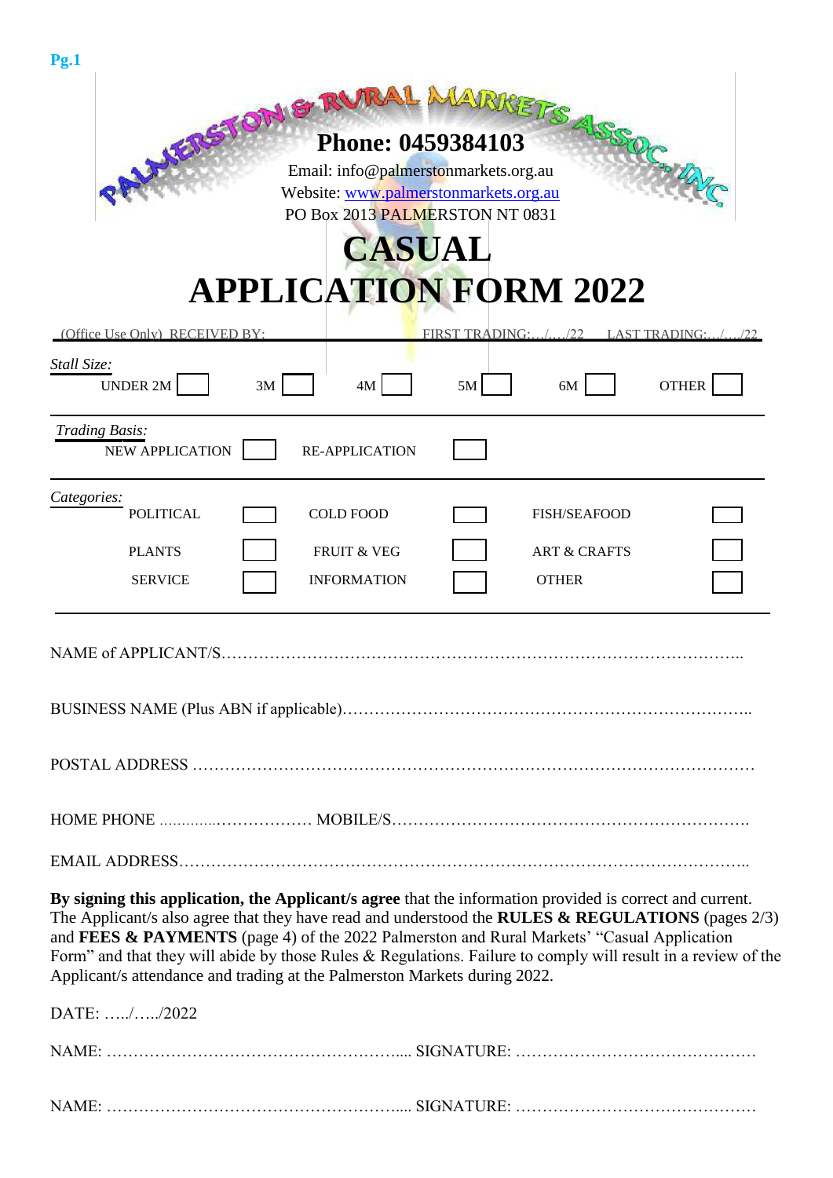PALMERSTON & RURAL MARKETS ASSOC. INC.

**Phone: 0459384103**

Email: info@palmerstonmarkets.org.au

Website: www.palmerstonmarkets.org.au

PO Box 2013 PALMERSTON NT 0831

# CASUAL
# APPLICATION FORM 2022

(Office Use Only) RECEIVED BY: FIRST TRADING:…/…./22 LAST TRADING:…/…./22

*Stall Size:*

UNDER 2M ☐ 3M ☐ 4M ☐ 5M ☐ 6M ☐ OTHER ☐

*Trading Basis:*

NEW APPLICATION ☐ RE-APPLICATION ☐

*Categories:*

| | | | | | |
|---|---|---|---|---|---|
| POLITICAL | ☐ | COLD FOOD | ☐ | FISH/SEAFOOD | ☐ |
| PLANTS | ☐ | FRUIT & VEG | ☐ | ART & CRAFTS | ☐ |
| SERVICE | ☐ | INFORMATION | ☐ | OTHER | ☐ |

NAME of APPLICANT/S……………………………………………………………………………………..

BUSINESS NAME (Plus ABN if applicable)………………………………………………………………..

POSTAL ADDRESS …………………………………………………………………………………………

HOME PHONE …………..……………… MOBILE/S……………………………………………………….

EMAIL ADDRESS…………………………………………………………………………………………..

**By signing this application, the Applicant/s agree** that the information provided is correct and current. The Applicant/s also agree that they have read and understood the **RULES & REGULATIONS** (pages 2/3) and **FEES & PAYMENTS** (page 4) of the 2022 Palmerston and Rural Markets' "Casual Application Form" and that they will abide by those Rules & Regulations. Failure to comply will result in a review of the Applicant/s attendance and trading at the Palmerston Markets during 2022.

DATE: …../…../2022

NAME: ……………………………………………..... SIGNATURE: ………………………………………

NAME: ……………………………………………..... SIGNATURE: ………………………………………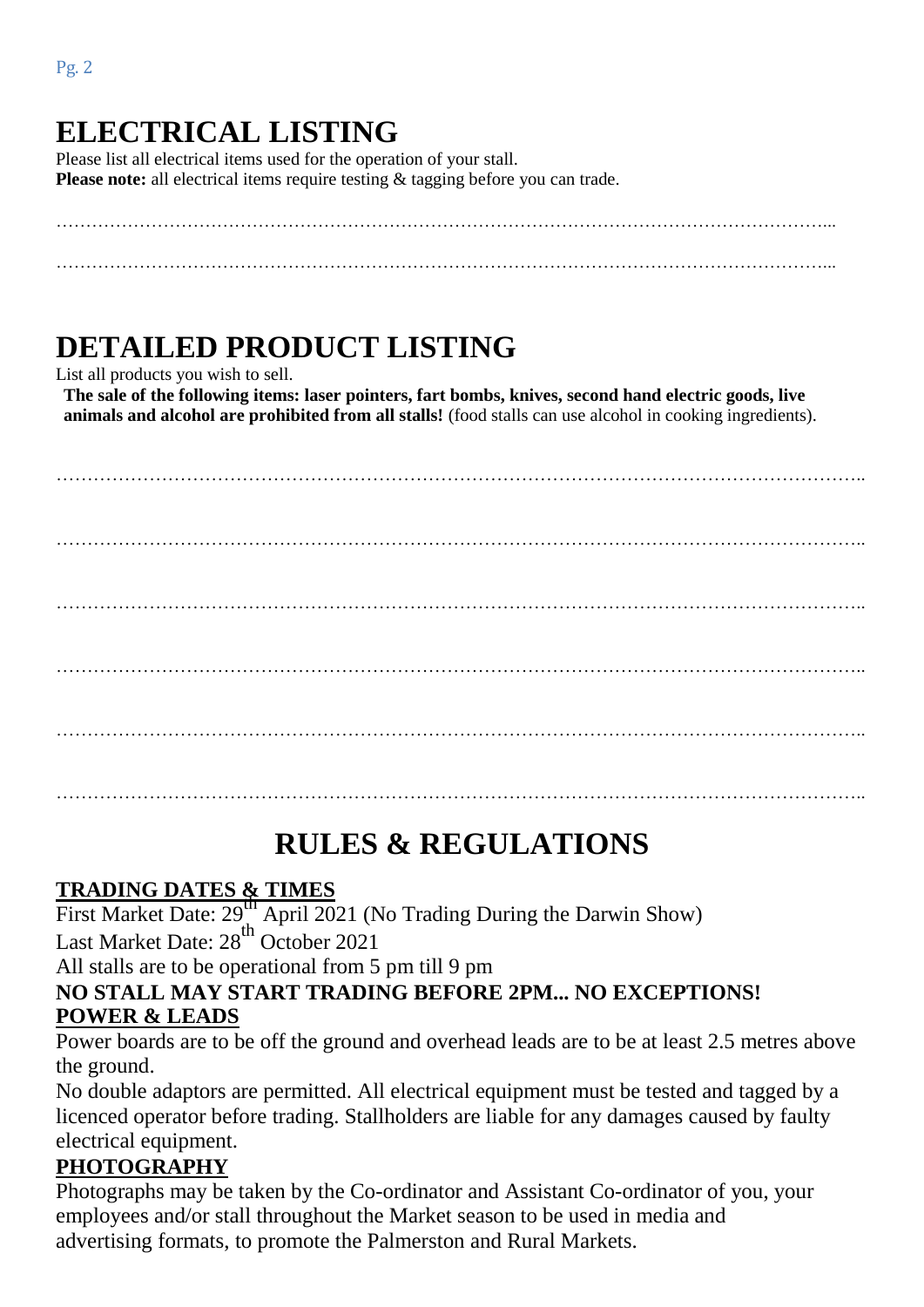# ELECTRICAL LISTING

Please list all electrical items used for the operation of your stall.
**Please note:** all electrical items require testing & tagging before you can trade.

……………………………………………………………………………………………………………...

……………………………………………………………………………………………………………...

# DETAILED PRODUCT LISTING

List all products you wish to sell.
**The sale of the following items: laser pointers, fart bombs, knives, second hand electric goods, live animals and alcohol are prohibited from all stalls!** (food stalls can use alcohol in cooking ingredients).

……………………………………………………………………………………………………………..

……………………………………………………………………………………………………………..

……………………………………………………………………………………………………………..

……………………………………………………………………………………………………………..

……………………………………………………………………………………………………………..

……………………………………………………………………………………………………………..

# RULES & REGULATIONS

**TRADING DATES & TIMES**

First Market Date: 29th April 2021 (No Trading During the Darwin Show)
Last Market Date: 28th October 2021
All stalls are to be operational from 5 pm till 9 pm

**NO STALL MAY START TRADING BEFORE 2PM... NO EXCEPTIONS!**

**POWER & LEADS**

Power boards are to be off the ground and overhead leads are to be at least 2.5 metres above the ground.
No double adaptors are permitted. All electrical equipment must be tested and tagged by a licenced operator before trading. Stallholders are liable for any damages caused by faulty electrical equipment.

**PHOTOGRAPHY**

Photographs may be taken by the Co-ordinator and Assistant Co-ordinator of you, your employees and/or stall throughout the Market season to be used in media and advertising formats, to promote the Palmerston and Rural Markets.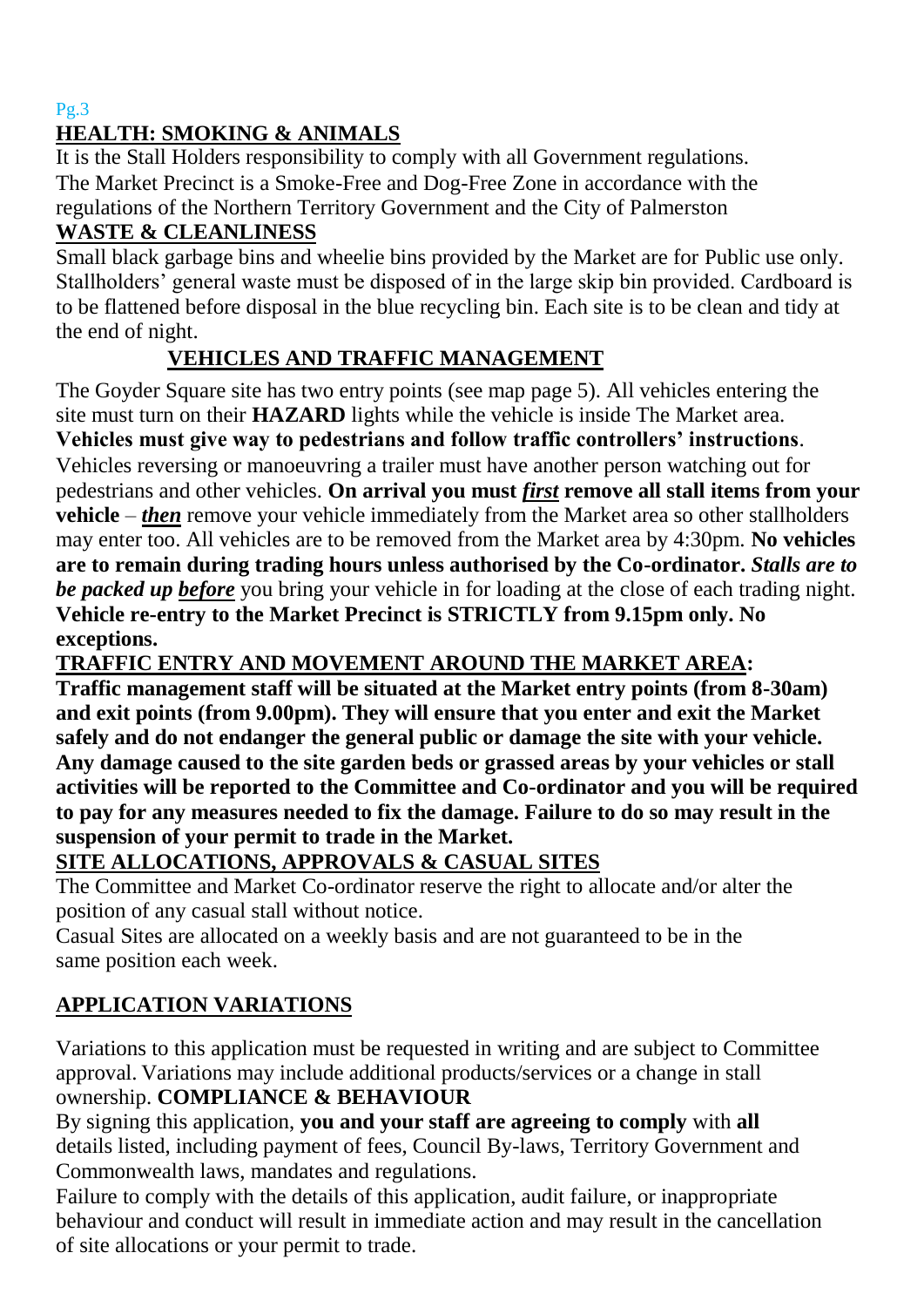## HEALTH: SMOKING & ANIMALS

It is the Stall Holders responsibility to comply with all Government regulations. The Market Precinct is a Smoke-Free and Dog-Free Zone in accordance with the regulations of the Northern Territory Government and the City of Palmerston

## WASTE & CLEANLINESS

Small black garbage bins and wheelie bins provided by the Market are for Public use only. Stallholders' general waste must be disposed of in the large skip bin provided. Cardboard is to be flattened before disposal in the blue recycling bin. Each site is to be clean and tidy at the end of night.

## VEHICLES AND TRAFFIC MANAGEMENT

The Goyder Square site has two entry points (see map page 5). All vehicles entering the site must turn on their **HAZARD** lights while the vehicle is inside The Market area. **Vehicles must give way to pedestrians and follow traffic controllers' instructions**. Vehicles reversing or manoeuvring a trailer must have another person watching out for pedestrians and other vehicles. **On arrival you must *first* remove all stall items from your vehicle** – ***then*** remove your vehicle immediately from the Market area so other stallholders may enter too. All vehicles are to be removed from the Market area by 4:30pm. **No vehicles are to remain during trading hours unless authorised by the Co-ordinator.** ***Stalls are to be packed up before*** you bring your vehicle in for loading at the close of each trading night. **Vehicle re-entry to the Market Precinct is STRICTLY from 9.15pm only. No exceptions.**

## TRAFFIC ENTRY AND MOVEMENT AROUND THE MARKET AREA:

**Traffic management staff will be situated at the Market entry points (from 8-30am) and exit points (from 9.00pm). They will ensure that you enter and exit the Market safely and do not endanger the general public or damage the site with your vehicle. Any damage caused to the site garden beds or grassed areas by your vehicles or stall activities will be reported to the Committee and Co-ordinator and you will be required to pay for any measures needed to fix the damage. Failure to do so may result in the suspension of your permit to trade in the Market.**

## SITE ALLOCATIONS, APPROVALS & CASUAL SITES

The Committee and Market Co-ordinator reserve the right to allocate and/or alter the position of any casual stall without notice.

Casual Sites are allocated on a weekly basis and are not guaranteed to be in the same position each week.

## APPLICATION VARIATIONS

Variations to this application must be requested in writing and are subject to Committee approval. Variations may include additional products/services or a change in stall ownership. **COMPLIANCE & BEHAVIOUR**

By signing this application, **you and your staff are agreeing to comply** with **all** details listed, including payment of fees, Council By-laws, Territory Government and Commonwealth laws, mandates and regulations.

Failure to comply with the details of this application, audit failure, or inappropriate behaviour and conduct will result in immediate action and may result in the cancellation of site allocations or your permit to trade.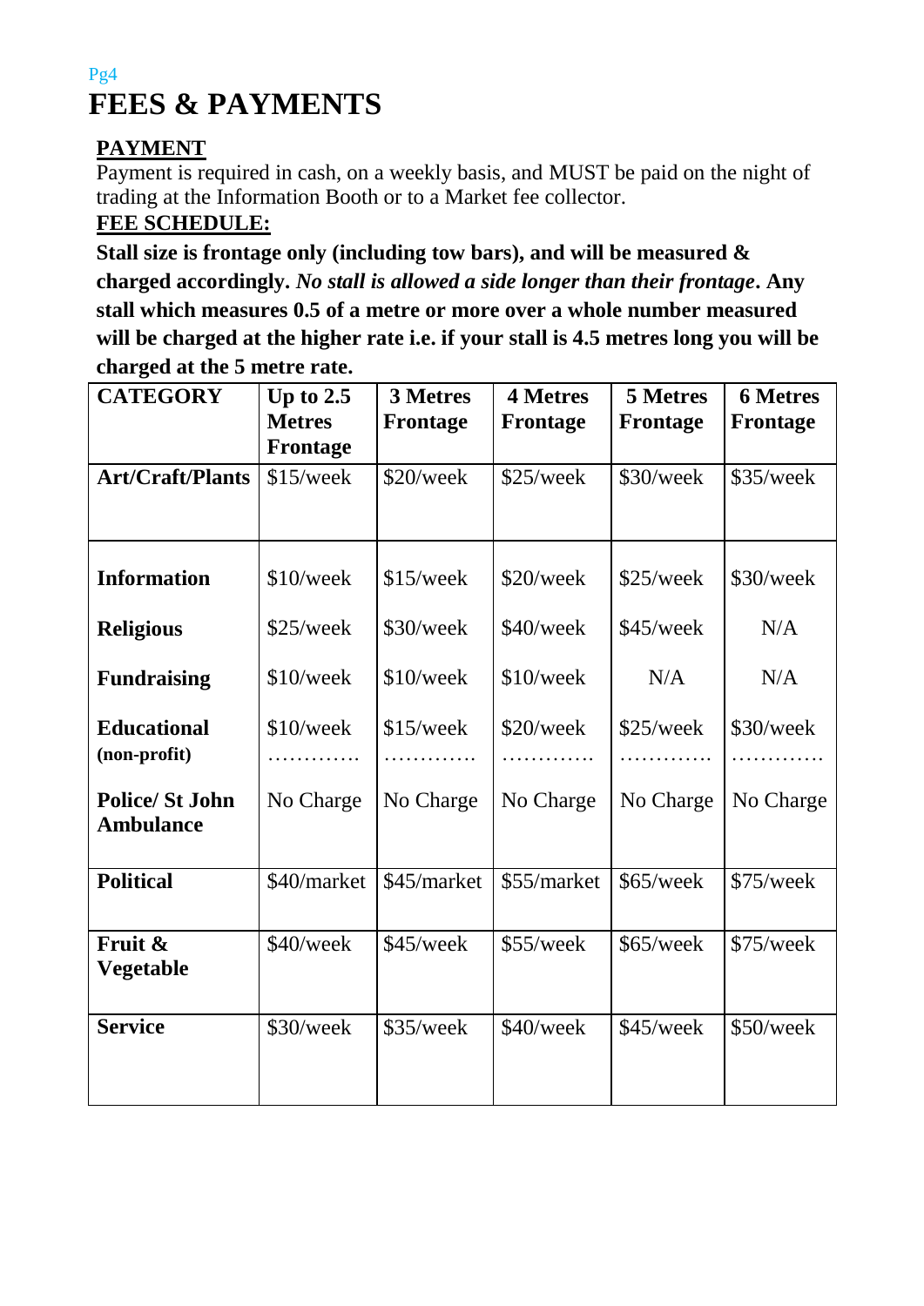# FEES & PAYMENTS

**PAYMENT**

Payment is required in cash, on a weekly basis, and MUST be paid on the night of trading at the Information Booth or to a Market fee collector.

**FEE SCHEDULE:**

**Stall size is frontage only (including tow bars), and will be measured & charged accordingly.** ***No stall is allowed a side longer than their frontage*****. Any stall which measures 0.5 of a metre or more over a whole number measured will be charged at the higher rate i.e. if your stall is 4.5 metres long you will be charged at the 5 metre rate.**

| CATEGORY | Up to 2.5 Metres Frontage | 3 Metres Frontage | 4 Metres Frontage | 5 Metres Frontage | 6 Metres Frontage |
|---|---|---|---|---|---|
| **Art/Craft/Plants** | $15/week | $20/week | $25/week | $30/week | $35/week |
| **Information** | $10/week | $15/week | $20/week | $25/week | $30/week |
| **Religious** | $25/week | $30/week | $40/week | $45/week | N/A |
| **Fundraising** | $10/week | $10/week | $10/week | N/A | N/A |
| **Educational (non-profit)** | $10/week | $15/week | $20/week | $25/week | $30/week |
| **Police/ St John Ambulance** | No Charge | No Charge | No Charge | No Charge | No Charge |
| **Political** | $40/market | $45/market | $55/market | $65/week | $75/week |
| **Fruit & Vegetable** | $40/week | $45/week | $55/week | $65/week | $75/week |
| **Service** | $30/week | $35/week | $40/week | $45/week | $50/week |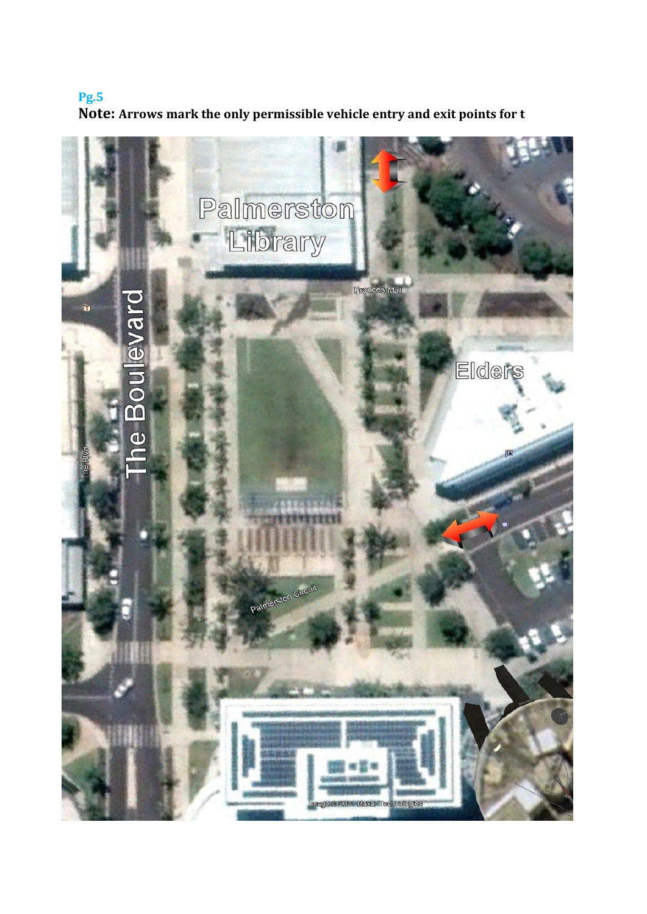**Pg.5**

**Note: Arrows mark the only permissible vehicle entry and exit points for t**